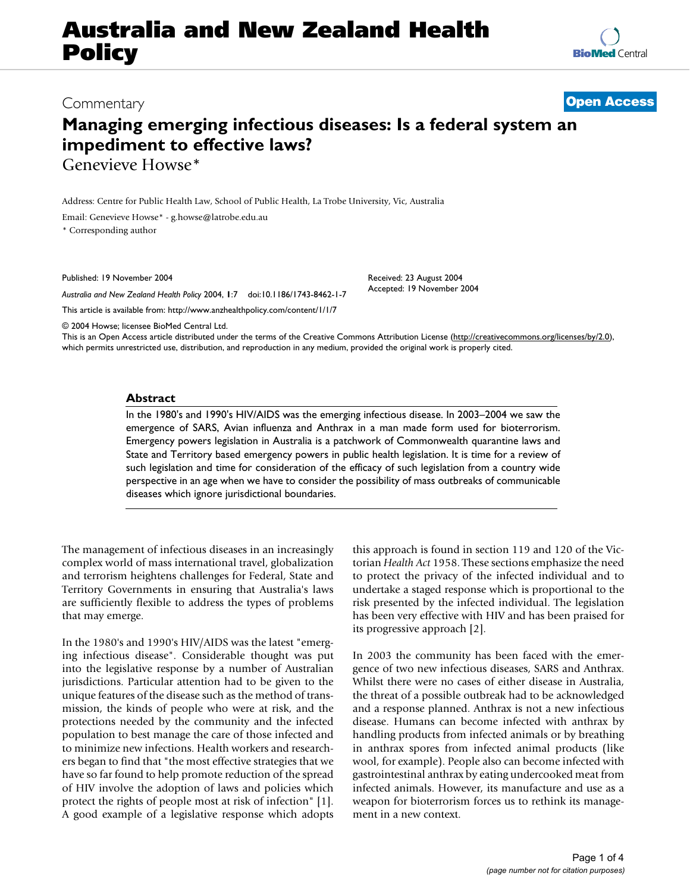Commentary

**Open Access**

# Managing emerging infectious diseases: Is a federal system an impediment to effective laws?

Genevieve Howse*

Address: Centre for Public Health Law, School of Public Health, La Trobe University, Vic, Australia

Email: Genevieve Howse* - g.howse@latrobe.edu.au

\* Corresponding author

Published: 19 November 2004

Received: 23 August 2004

Accepted: 19 November 2004

*Australia and New Zealand Health Policy* 2004, **1**:7 doi:10.1186/1743-8462-1-7

This article is available from: http://www.anzhealthpolicy.com/content/1/1/7

© 2004 Howse; licensee BioMed Central Ltd.

This is an Open Access article distributed under the terms of the Creative Commons Attribution License (http://creativecommons.org/licenses/by/2.0), which permits unrestricted use, distribution, and reproduction in any medium, provided the original work is properly cited.

## Abstract

In the 1980's and 1990's HIV/AIDS was the emerging infectious disease. In 2003–2004 we saw the emergence of SARS, Avian influenza and Anthrax in a man made form used for bioterrorism. Emergency powers legislation in Australia is a patchwork of Commonwealth quarantine laws and State and Territory based emergency powers in public health legislation. It is time for a review of such legislation and time for consideration of the efficacy of such legislation from a country wide perspective in an age when we have to consider the possibility of mass outbreaks of communicable diseases which ignore jurisdictional boundaries.

The management of infectious diseases in an increasingly complex world of mass international travel, globalization and terrorism heightens challenges for Federal, State and Territory Governments in ensuring that Australia's laws are sufficiently flexible to address the types of problems that may emerge.

In the 1980's and 1990's HIV/AIDS was the latest "emerging infectious disease". Considerable thought was put into the legislative response by a number of Australian jurisdictions. Particular attention had to be given to the unique features of the disease such as the method of transmission, the kinds of people who were at risk, and the protections needed by the community and the infected population to best manage the care of those infected and to minimize new infections. Health workers and researchers began to find that "the most effective strategies that we have so far found to help promote reduction of the spread of HIV involve the adoption of laws and policies which protect the rights of people most at risk of infection" [1]. A good example of a legislative response which adopts this approach is found in section 119 and 120 of the Victorian *Health Act* 1958. These sections emphasize the need to protect the privacy of the infected individual and to undertake a staged response which is proportional to the risk presented by the infected individual. The legislation has been very effective with HIV and has been praised for its progressive approach [2].

In 2003 the community has been faced with the emergence of two new infectious diseases, SARS and Anthrax. Whilst there were no cases of either disease in Australia, the threat of a possible outbreak had to be acknowledged and a response planned. Anthrax is not a new infectious disease. Humans can become infected with anthrax by handling products from infected animals or by breathing in anthrax spores from infected animal products (like wool, for example). People also can become infected with gastrointestinal anthrax by eating undercooked meat from infected animals. However, its manufacture and use as a weapon for bioterrorism forces us to rethink its management in a new context.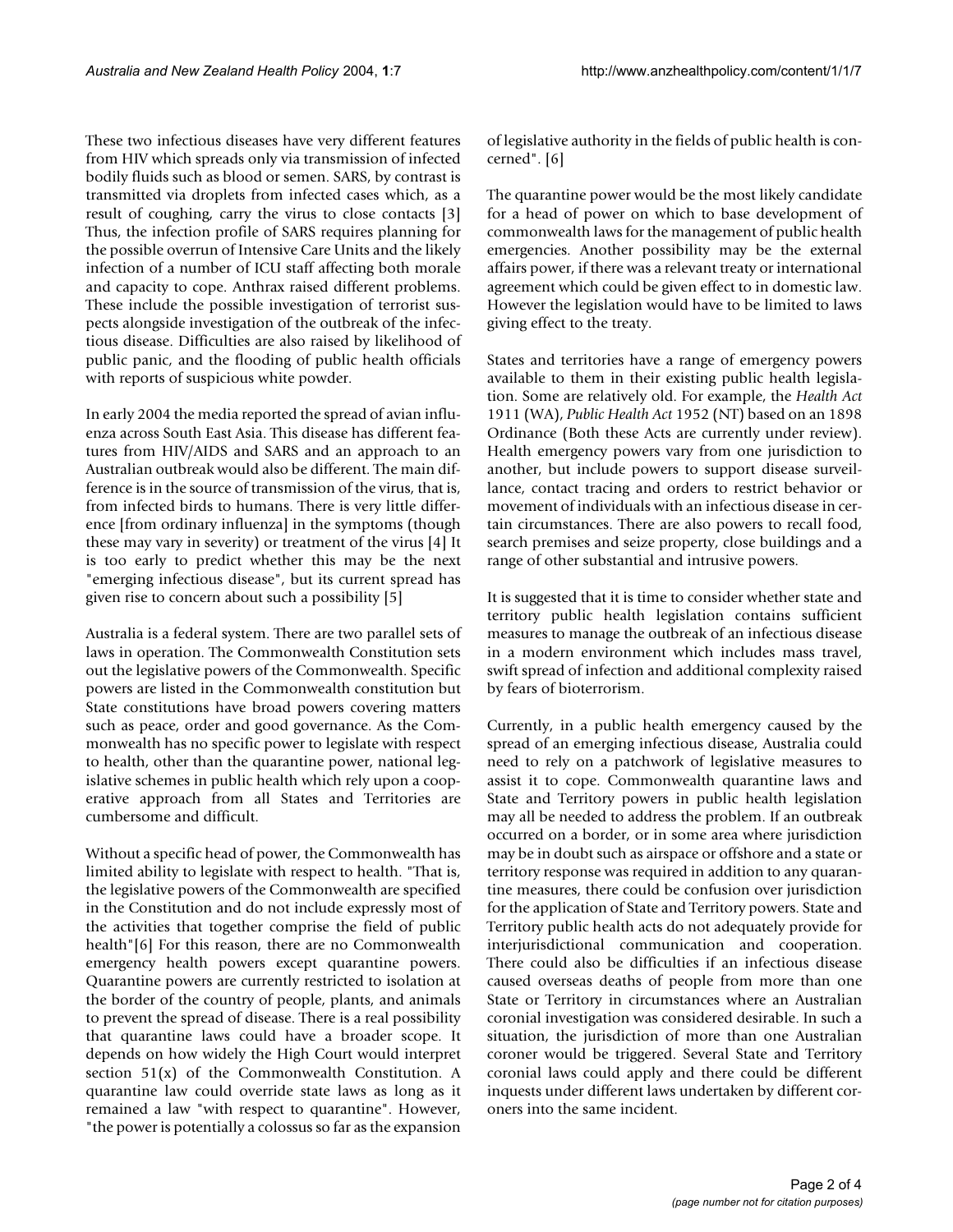These two infectious diseases have very different features from HIV which spreads only via transmission of infected bodily fluids such as blood or semen. SARS, by contrast is transmitted via droplets from infected cases which, as a result of coughing, carry the virus to close contacts [3] Thus, the infection profile of SARS requires planning for the possible overrun of Intensive Care Units and the likely infection of a number of ICU staff affecting both morale and capacity to cope. Anthrax raised different problems. These include the possible investigation of terrorist suspects alongside investigation of the outbreak of the infectious disease. Difficulties are also raised by likelihood of public panic, and the flooding of public health officials with reports of suspicious white powder.

In early 2004 the media reported the spread of avian influenza across South East Asia. This disease has different features from HIV/AIDS and SARS and an approach to an Australian outbreak would also be different. The main difference is in the source of transmission of the virus, that is, from infected birds to humans. There is very little difference [from ordinary influenza] in the symptoms (though these may vary in severity) or treatment of the virus [4] It is too early to predict whether this may be the next "emerging infectious disease", but its current spread has given rise to concern about such a possibility [5]

Australia is a federal system. There are two parallel sets of laws in operation. The Commonwealth Constitution sets out the legislative powers of the Commonwealth. Specific powers are listed in the Commonwealth constitution but State constitutions have broad powers covering matters such as peace, order and good governance. As the Commonwealth has no specific power to legislate with respect to health, other than the quarantine power, national legislative schemes in public health which rely upon a cooperative approach from all States and Territories are cumbersome and difficult.

Without a specific head of power, the Commonwealth has limited ability to legislate with respect to health. "That is, the legislative powers of the Commonwealth are specified in the Constitution and do not include expressly most of the activities that together comprise the field of public health"[6] For this reason, there are no Commonwealth emergency health powers except quarantine powers. Quarantine powers are currently restricted to isolation at the border of the country of people, plants, and animals to prevent the spread of disease. There is a real possibility that quarantine laws could have a broader scope. It depends on how widely the High Court would interpret section 51(x) of the Commonwealth Constitution. A quarantine law could override state laws as long as it remained a law "with respect to quarantine". However, "the power is potentially a colossus so far as the expansion of legislative authority in the fields of public health is concerned". [6]

The quarantine power would be the most likely candidate for a head of power on which to base development of commonwealth laws for the management of public health emergencies. Another possibility may be the external affairs power, if there was a relevant treaty or international agreement which could be given effect to in domestic law. However the legislation would have to be limited to laws giving effect to the treaty.

States and territories have a range of emergency powers available to them in their existing public health legislation. Some are relatively old. For example, the *Health Act* 1911 (WA), *Public Health Act* 1952 (NT) based on an 1898 Ordinance (Both these Acts are currently under review). Health emergency powers vary from one jurisdiction to another, but include powers to support disease surveillance, contact tracing and orders to restrict behavior or movement of individuals with an infectious disease in certain circumstances. There are also powers to recall food, search premises and seize property, close buildings and a range of other substantial and intrusive powers.

It is suggested that it is time to consider whether state and territory public health legislation contains sufficient measures to manage the outbreak of an infectious disease in a modern environment which includes mass travel, swift spread of infection and additional complexity raised by fears of bioterrorism.

Currently, in a public health emergency caused by the spread of an emerging infectious disease, Australia could need to rely on a patchwork of legislative measures to assist it to cope. Commonwealth quarantine laws and State and Territory powers in public health legislation may all be needed to address the problem. If an outbreak occurred on a border, or in some area where jurisdiction may be in doubt such as airspace or offshore and a state or territory response was required in addition to any quarantine measures, there could be confusion over jurisdiction for the application of State and Territory powers. State and Territory public health acts do not adequately provide for interjurisdictional communication and cooperation. There could also be difficulties if an infectious disease caused overseas deaths of people from more than one State or Territory in circumstances where an Australian coronial investigation was considered desirable. In such a situation, the jurisdiction of more than one Australian coroner would be triggered. Several State and Territory coronial laws could apply and there could be different inquests under different laws undertaken by different coroners into the same incident.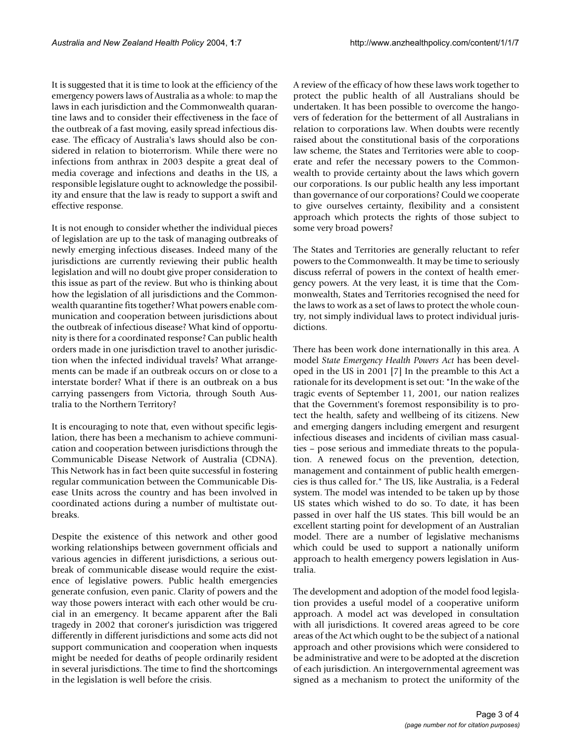It is suggested that it is time to look at the efficiency of the emergency powers laws of Australia as a whole: to map the laws in each jurisdiction and the Commonwealth quarantine laws and to consider their effectiveness in the face of the outbreak of a fast moving, easily spread infectious disease. The efficacy of Australia's laws should also be considered in relation to bioterrorism. While there were no infections from anthrax in 2003 despite a great deal of media coverage and infections and deaths in the US, a responsible legislature ought to acknowledge the possibility and ensure that the law is ready to support a swift and effective response.

It is not enough to consider whether the individual pieces of legislation are up to the task of managing outbreaks of newly emerging infectious diseases. Indeed many of the jurisdictions are currently reviewing their public health legislation and will no doubt give proper consideration to this issue as part of the review. But who is thinking about how the legislation of all jurisdictions and the Commonwealth quarantine fits together? What powers enable communication and cooperation between jurisdictions about the outbreak of infectious disease? What kind of opportunity is there for a coordinated response? Can public health orders made in one jurisdiction travel to another jurisdiction when the infected individual travels? What arrangements can be made if an outbreak occurs on or close to a interstate border? What if there is an outbreak on a bus carrying passengers from Victoria, through South Australia to the Northern Territory?

It is encouraging to note that, even without specific legislation, there has been a mechanism to achieve communication and cooperation between jurisdictions through the Communicable Disease Network of Australia (CDNA). This Network has in fact been quite successful in fostering regular communication between the Communicable Disease Units across the country and has been involved in coordinated actions during a number of multistate outbreaks.

Despite the existence of this network and other good working relationships between government officials and various agencies in different jurisdictions, a serious outbreak of communicable disease would require the existence of legislative powers. Public health emergencies generate confusion, even panic. Clarity of powers and the way those powers interact with each other would be crucial in an emergency. It became apparent after the Bali tragedy in 2002 that coroner's jurisdiction was triggered differently in different jurisdictions and some acts did not support communication and cooperation when inquests might be needed for deaths of people ordinarily resident in several jurisdictions. The time to find the shortcomings in the legislation is well before the crisis.

A review of the efficacy of how these laws work together to protect the public health of all Australians should be undertaken. It has been possible to overcome the hangovers of federation for the betterment of all Australians in relation to corporations law. When doubts were recently raised about the constitutional basis of the corporations law scheme, the States and Territories were able to cooperate and refer the necessary powers to the Commonwealth to provide certainty about the laws which govern our corporations. Is our public health any less important than governance of our corporations? Could we cooperate to give ourselves certainty, flexibility and a consistent approach which protects the rights of those subject to some very broad powers?

The States and Territories are generally reluctant to refer powers to the Commonwealth. It may be time to seriously discuss referral of powers in the context of health emergency powers. At the very least, it is time that the Commonwealth, States and Territories recognised the need for the laws to work as a set of laws to protect the whole country, not simply individual laws to protect individual jurisdictions.

There has been work done internationally in this area. A model *State Emergency Health Powers Act* has been developed in the US in 2001 [7] In the preamble to this Act a rationale for its development is set out: "In the wake of the tragic events of September 11, 2001, our nation realizes that the Government's foremost responsibility is to protect the health, safety and wellbeing of its citizens. New and emerging dangers including emergent and resurgent infectious diseases and incidents of civilian mass casualties – pose serious and immediate threats to the population. A renewed focus on the prevention, detection, management and containment of public health emergencies is thus called for." The US, like Australia, is a Federal system. The model was intended to be taken up by those US states which wished to do so. To date, it has been passed in over half the US states. This bill would be an excellent starting point for development of an Australian model. There are a number of legislative mechanisms which could be used to support a nationally uniform approach to health emergency powers legislation in Australia.

The development and adoption of the model food legislation provides a useful model of a cooperative uniform approach. A model act was developed in consultation with all jurisdictions. It covered areas agreed to be core areas of the Act which ought to be the subject of a national approach and other provisions which were considered to be administrative and were to be adopted at the discretion of each jurisdiction. An intergovernmental agreement was signed as a mechanism to protect the uniformity of the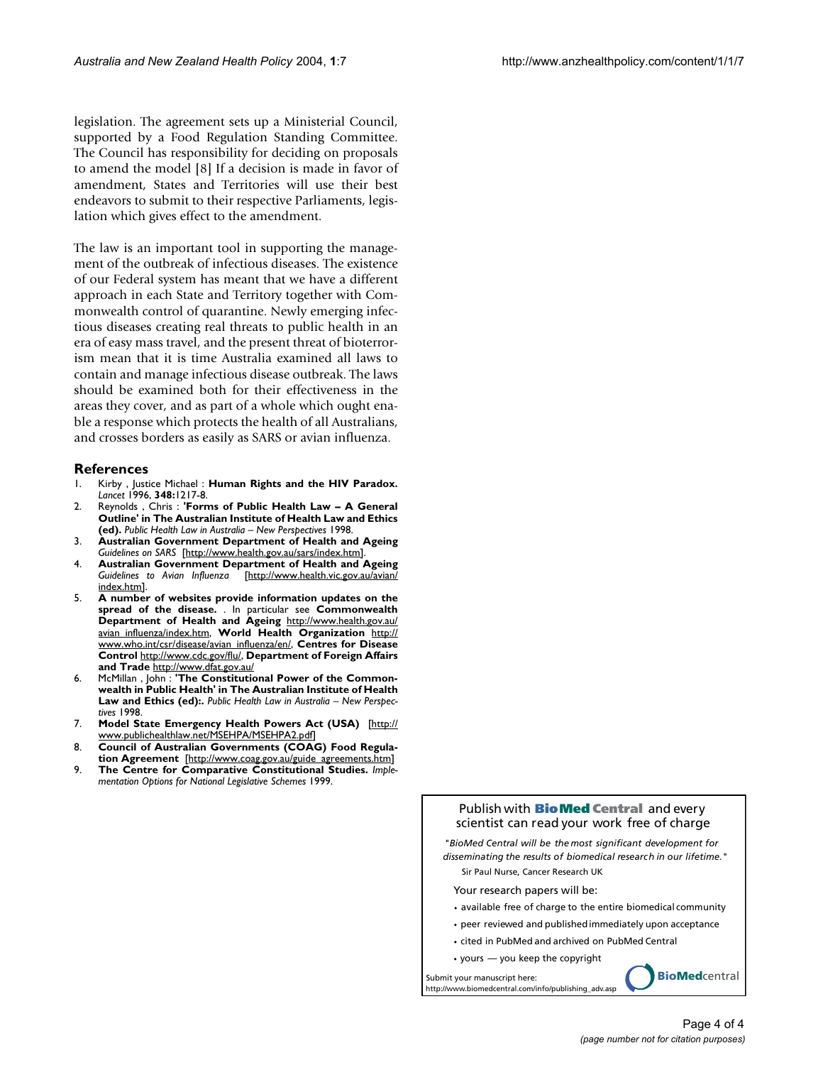legislation. The agreement sets up a Ministerial Council, supported by a Food Regulation Standing Committee. The Council has responsibility for deciding on proposals to amend the model [8] If a decision is made in favor of amendment, States and Territories will use their best endeavors to submit to their respective Parliaments, legislation which gives effect to the amendment.

The law is an important tool in supporting the management of the outbreak of infectious diseases. The existence of our Federal system has meant that we have a different approach in each State and Territory together with Commonwealth control of quarantine. Newly emerging infectious diseases creating real threats to public health in an era of easy mass travel, and the present threat of bioterrorism mean that it is time Australia examined all laws to contain and manage infectious disease outbreak. The laws should be examined both for their effectiveness in the areas they cover, and as part of a whole which ought enable a response which protects the health of all Australians, and crosses borders as easily as SARS or avian influenza.

## References

1. Kirby , Justice Michael : **Human Rights and the HIV Paradox.** *Lancet* 1996, **348:**1217-8.
2. Reynolds , Chris : **'Forms of Public Health Law – A General Outline' in The Australian Institute of Health Law and Ethics (ed).** *Public Health Law in Australia – New Perspectives* 1998.
3. **Australian Government Department of Health and Ageing** *Guidelines on SARS* [http://www.health.gov.au/sars/index.htm].
4. **Australian Government Department of Health and Ageing** *Guidelines to Avian Influenza* [http://www.health.vic.gov.au/avian/index.htm].
5. **A number of websites provide information updates on the spread of the disease.** . In particular see **Commonwealth Department of Health and Ageing** http://www.health.gov.au/avian_influenza/index.htm, **World Health Organization** http://www.who.int/csr/disease/avian_influenza/en/, **Centres for Disease Control** http://www.cdc.gov/flu/, **Department of Foreign Affairs and Trade** http://www.dfat.gov.au/
6. McMillan , John : **'The Constitutional Power of the Commonwealth in Public Health' in The Australian Institute of Health Law and Ethics (ed):.** *Public Health Law in Australia – New Perspectives* 1998.
7. **Model State Emergency Health Powers Act (USA)** [http://www.publichealthlaw.net/MSEHPA/MSEHPA2.pdf]
8. **Council of Australian Governments (COAG) Food Regulation Agreement** [http://www.coag.gov.au/guide_agreements.htm]
9. **The Centre for Comparative Constitutional Studies.** *Implementation Options for National Legislative Schemes* 1999.

Publish with **BioMed Central** and every scientist can read your work free of charge

*"BioMed Central will be the most significant development for disseminating the results of biomedical research in our lifetime."*

Sir Paul Nurse, Cancer Research UK

Your research papers will be:

- available free of charge to the entire biomedical community
- peer reviewed and published immediately upon acceptance
- cited in PubMed and archived on PubMed Central
- yours — you keep the copyright

Submit your manuscript here:
http://www.biomedcentral.com/info/publishing_adv.asp

**BioMed**central